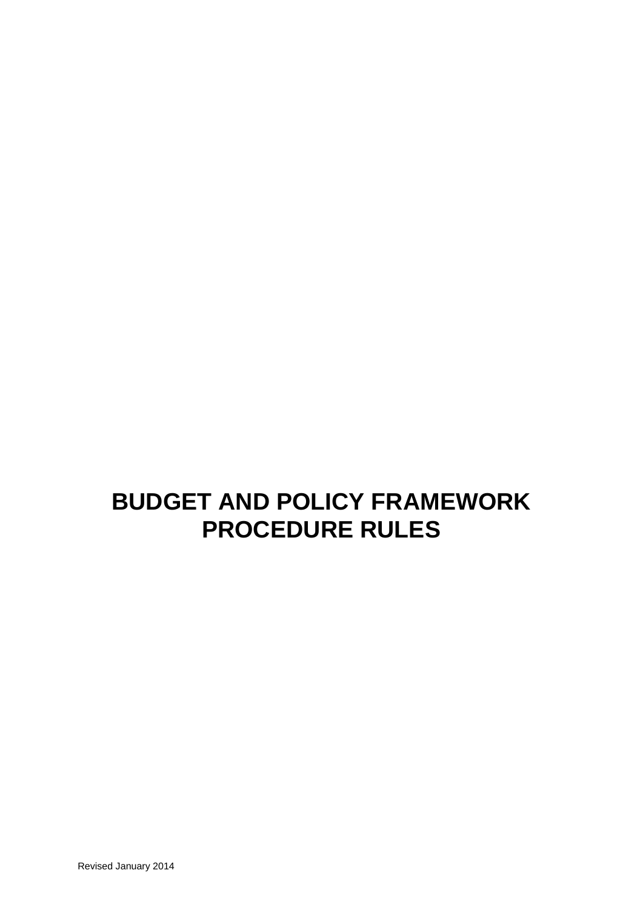# BUDGET AND POLICY FRAMEWORK PROCEDURE RULES

Revised January 2014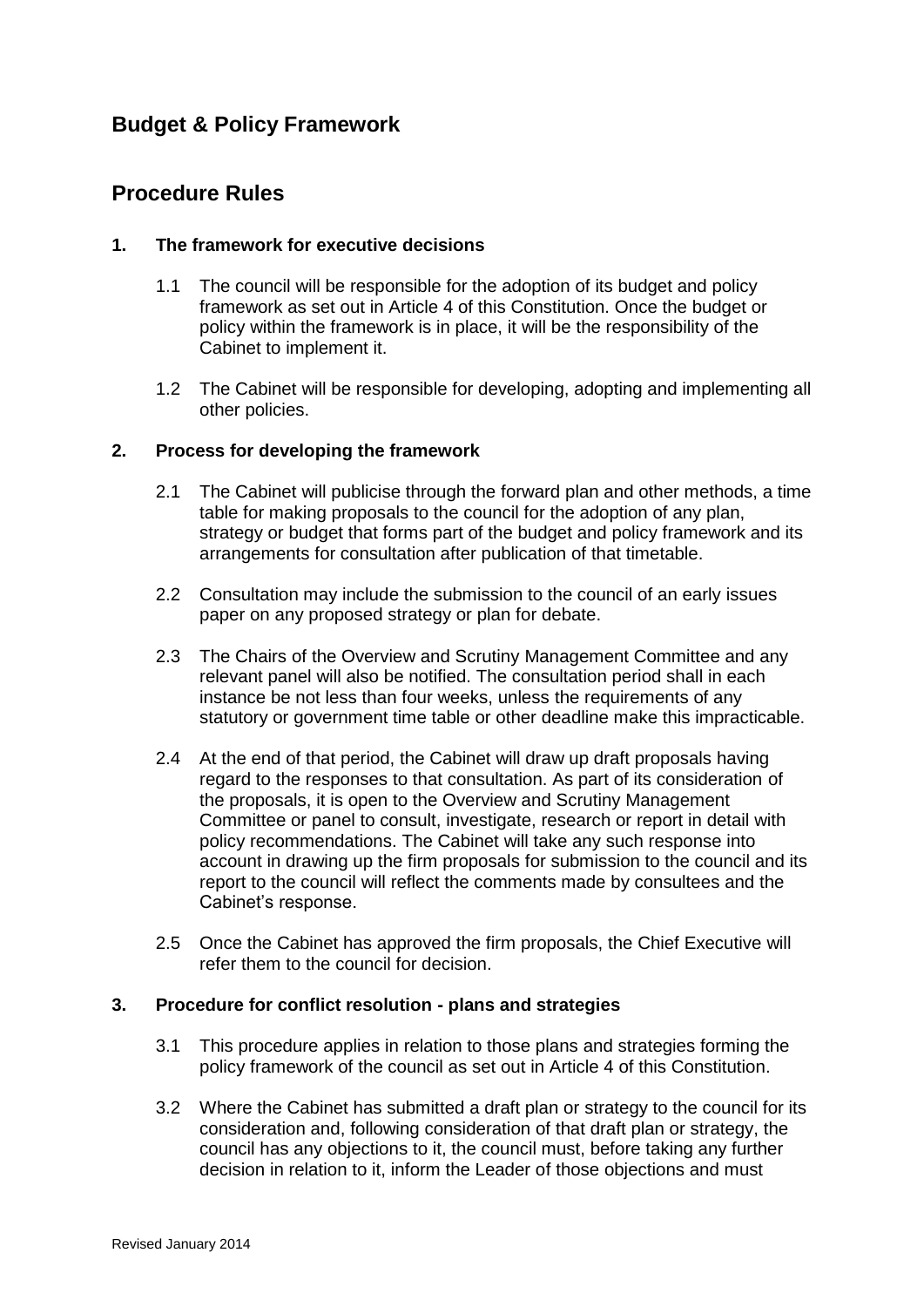## Budget & Policy Framework

## Procedure Rules

### 1. The framework for executive decisions

1.1 The council will be responsible for the adoption of its budget and policy framework as set out in Article 4 of this Constitution. Once the budget or policy within the framework is in place, it will be the responsibility of the Cabinet to implement it.

1.2 The Cabinet will be responsible for developing, adopting and implementing all other policies.

### 2. Process for developing the framework

2.1 The Cabinet will publicise through the forward plan and other methods, a time table for making proposals to the council for the adoption of any plan, strategy or budget that forms part of the budget and policy framework and its arrangements for consultation after publication of that timetable.

2.2 Consultation may include the submission to the council of an early issues paper on any proposed strategy or plan for debate.

2.3 The Chairs of the Overview and Scrutiny Management Committee and any relevant panel will also be notified. The consultation period shall in each instance be not less than four weeks, unless the requirements of any statutory or government time table or other deadline make this impracticable.

2.4 At the end of that period, the Cabinet will draw up draft proposals having regard to the responses to that consultation. As part of its consideration of the proposals, it is open to the Overview and Scrutiny Management Committee or panel to consult, investigate, research or report in detail with policy recommendations. The Cabinet will take any such response into account in drawing up the firm proposals for submission to the council and its report to the council will reflect the comments made by consultees and the Cabinet's response.

2.5 Once the Cabinet has approved the firm proposals, the Chief Executive will refer them to the council for decision.

### 3. Procedure for conflict resolution - plans and strategies

3.1 This procedure applies in relation to those plans and strategies forming the policy framework of the council as set out in Article 4 of this Constitution.

3.2 Where the Cabinet has submitted a draft plan or strategy to the council for its consideration and, following consideration of that draft plan or strategy, the council has any objections to it, the council must, before taking any further decision in relation to it, inform the Leader of those objections and must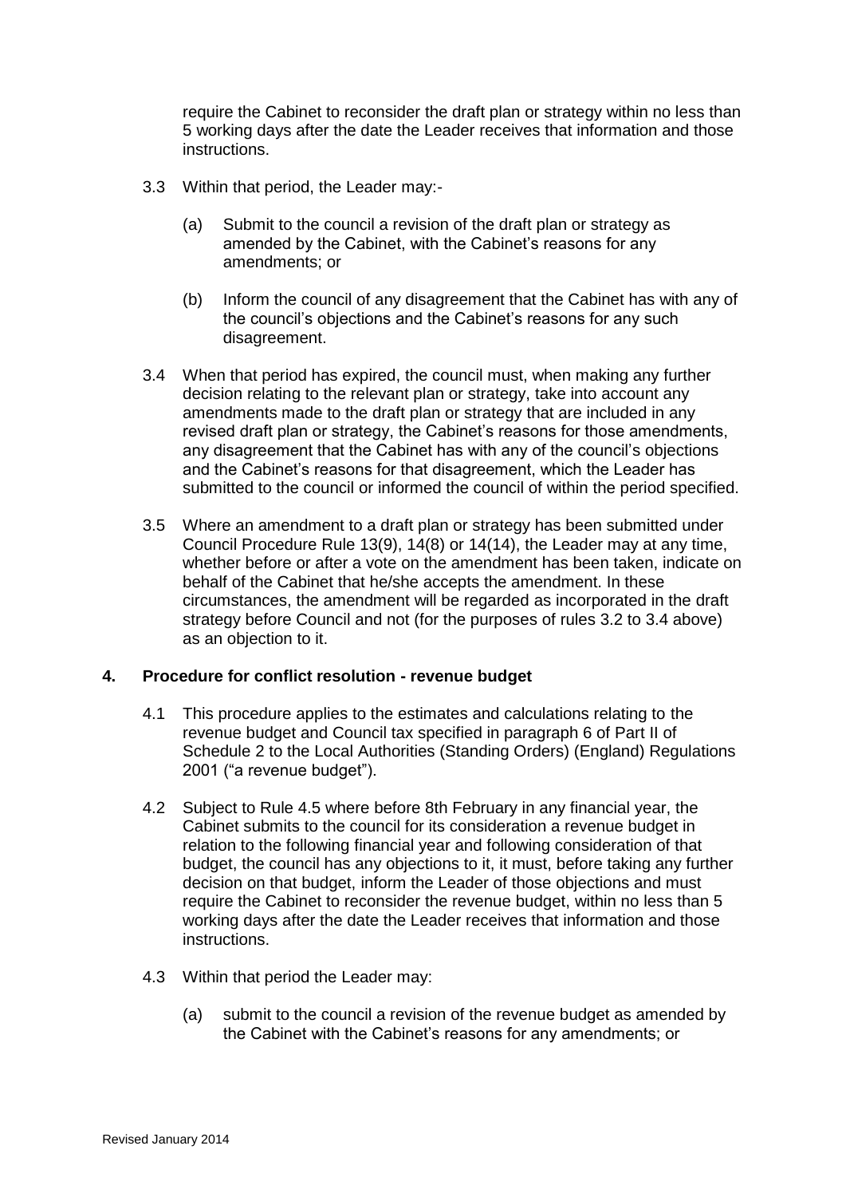require the Cabinet to reconsider the draft plan or strategy within no less than 5 working days after the date the Leader receives that information and those instructions.

3.3 Within that period, the Leader may:-

(a) Submit to the council a revision of the draft plan or strategy as amended by the Cabinet, with the Cabinet's reasons for any amendments; or

(b) Inform the council of any disagreement that the Cabinet has with any of the council's objections and the Cabinet's reasons for any such disagreement.

3.4 When that period has expired, the council must, when making any further decision relating to the relevant plan or strategy, take into account any amendments made to the draft plan or strategy that are included in any revised draft plan or strategy, the Cabinet's reasons for those amendments, any disagreement that the Cabinet has with any of the council's objections and the Cabinet's reasons for that disagreement, which the Leader has submitted to the council or informed the council of within the period specified.

3.5 Where an amendment to a draft plan or strategy has been submitted under Council Procedure Rule 13(9), 14(8) or 14(14), the Leader may at any time, whether before or after a vote on the amendment has been taken, indicate on behalf of the Cabinet that he/she accepts the amendment. In these circumstances, the amendment will be regarded as incorporated in the draft strategy before Council and not (for the purposes of rules 3.2 to 3.4 above) as an objection to it.

## 4. Procedure for conflict resolution - revenue budget

4.1 This procedure applies to the estimates and calculations relating to the revenue budget and Council tax specified in paragraph 6 of Part II of Schedule 2 to the Local Authorities (Standing Orders) (England) Regulations 2001 ("a revenue budget").

4.2 Subject to Rule 4.5 where before 8th February in any financial year, the Cabinet submits to the council for its consideration a revenue budget in relation to the following financial year and following consideration of that budget, the council has any objections to it, it must, before taking any further decision on that budget, inform the Leader of those objections and must require the Cabinet to reconsider the revenue budget, within no less than 5 working days after the date the Leader receives that information and those instructions.

4.3 Within that period the Leader may:

(a) submit to the council a revision of the revenue budget as amended by the Cabinet with the Cabinet's reasons for any amendments; or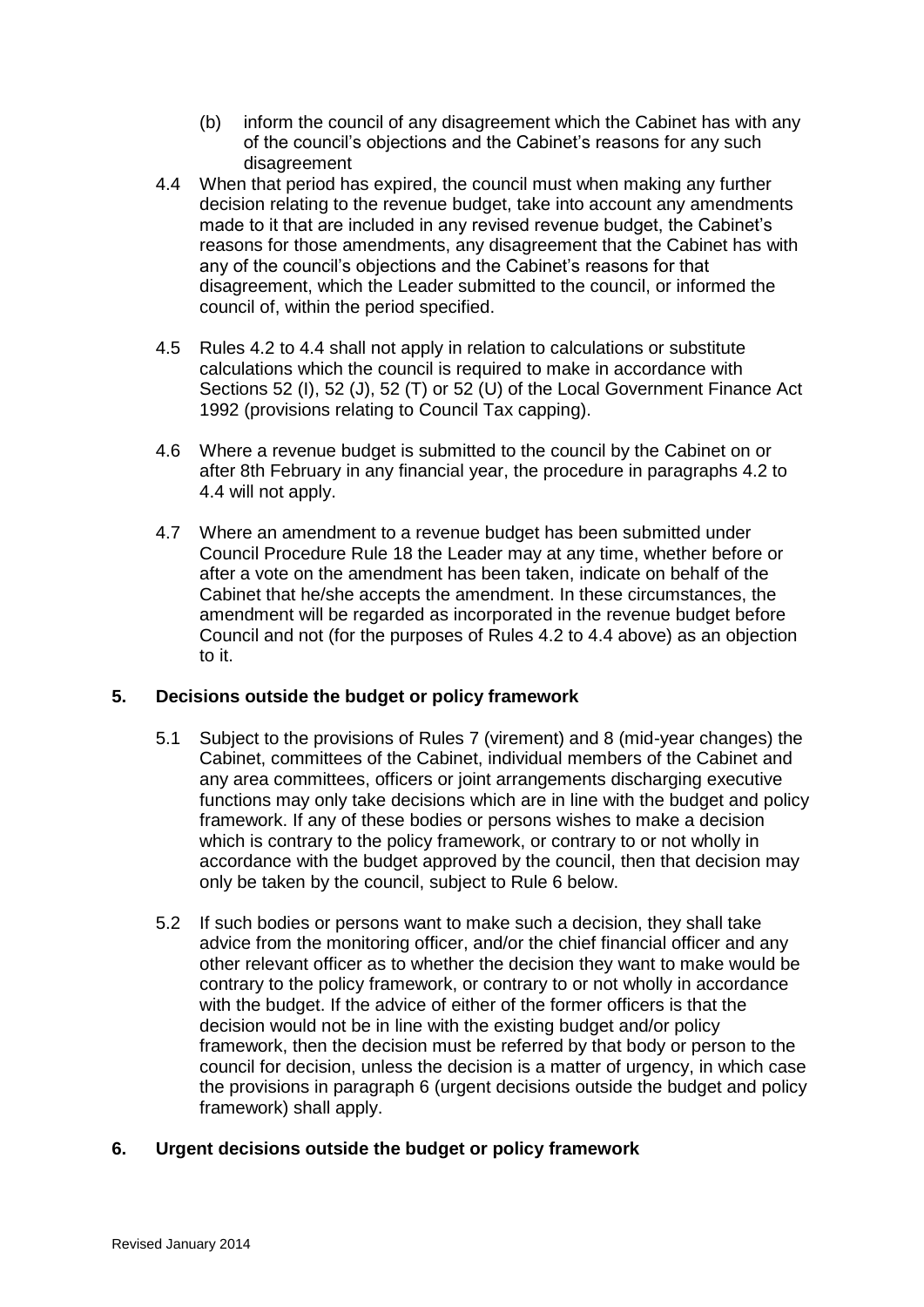(b) inform the council of any disagreement which the Cabinet has with any of the council's objections and the Cabinet's reasons for any such disagreement

4.4 When that period has expired, the council must when making any further decision relating to the revenue budget, take into account any amendments made to it that are included in any revised revenue budget, the Cabinet's reasons for those amendments, any disagreement that the Cabinet has with any of the council's objections and the Cabinet's reasons for that disagreement, which the Leader submitted to the council, or informed the council of, within the period specified.

4.5 Rules 4.2 to 4.4 shall not apply in relation to calculations or substitute calculations which the council is required to make in accordance with Sections 52 (I), 52 (J), 52 (T) or 52 (U) of the Local Government Finance Act 1992 (provisions relating to Council Tax capping).

4.6 Where a revenue budget is submitted to the council by the Cabinet on or after 8th February in any financial year, the procedure in paragraphs 4.2 to 4.4 will not apply.

4.7 Where an amendment to a revenue budget has been submitted under Council Procedure Rule 18 the Leader may at any time, whether before or after a vote on the amendment has been taken, indicate on behalf of the Cabinet that he/she accepts the amendment. In these circumstances, the amendment will be regarded as incorporated in the revenue budget before Council and not (for the purposes of Rules 4.2 to 4.4 above) as an objection to it.

## 5. Decisions outside the budget or policy framework

5.1 Subject to the provisions of Rules 7 (virement) and 8 (mid-year changes) the Cabinet, committees of the Cabinet, individual members of the Cabinet and any area committees, officers or joint arrangements discharging executive functions may only take decisions which are in line with the budget and policy framework. If any of these bodies or persons wishes to make a decision which is contrary to the policy framework, or contrary to or not wholly in accordance with the budget approved by the council, then that decision may only be taken by the council, subject to Rule 6 below.

5.2 If such bodies or persons want to make such a decision, they shall take advice from the monitoring officer, and/or the chief financial officer and any other relevant officer as to whether the decision they want to make would be contrary to the policy framework, or contrary to or not wholly in accordance with the budget. If the advice of either of the former officers is that the decision would not be in line with the existing budget and/or policy framework, then the decision must be referred by that body or person to the council for decision, unless the decision is a matter of urgency, in which case the provisions in paragraph 6 (urgent decisions outside the budget and policy framework) shall apply.

## 6. Urgent decisions outside the budget or policy framework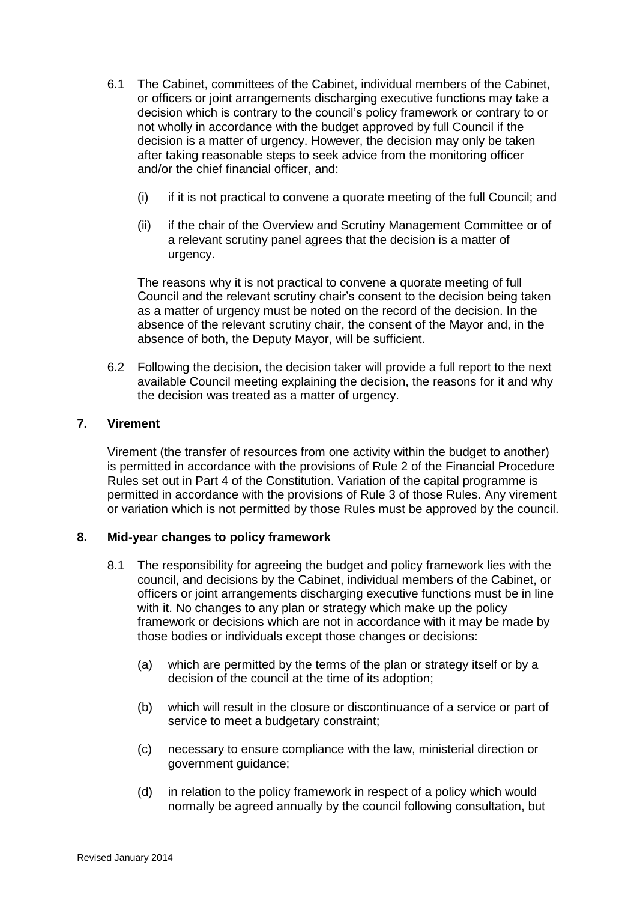6.1 The Cabinet, committees of the Cabinet, individual members of the Cabinet, or officers or joint arrangements discharging executive functions may take a decision which is contrary to the council's policy framework or contrary to or not wholly in accordance with the budget approved by full Council if the decision is a matter of urgency. However, the decision may only be taken after taking reasonable steps to seek advice from the monitoring officer and/or the chief financial officer, and:

   (i) if it is not practical to convene a quorate meeting of the full Council; and

   (ii) if the chair of the Overview and Scrutiny Management Committee or of a relevant scrutiny panel agrees that the decision is a matter of urgency.

   The reasons why it is not practical to convene a quorate meeting of full Council and the relevant scrutiny chair's consent to the decision being taken as a matter of urgency must be noted on the record of the decision. In the absence of the relevant scrutiny chair, the consent of the Mayor and, in the absence of both, the Deputy Mayor, will be sufficient.

6.2 Following the decision, the decision taker will provide a full report to the next available Council meeting explaining the decision, the reasons for it and why the decision was treated as a matter of urgency.

## 7. Virement

Virement (the transfer of resources from one activity within the budget to another) is permitted in accordance with the provisions of Rule 2 of the Financial Procedure Rules set out in Part 4 of the Constitution. Variation of the capital programme is permitted in accordance with the provisions of Rule 3 of those Rules. Any virement or variation which is not permitted by those Rules must be approved by the council.

## 8. Mid-year changes to policy framework

8.1 The responsibility for agreeing the budget and policy framework lies with the council, and decisions by the Cabinet, individual members of the Cabinet, or officers or joint arrangements discharging executive functions must be in line with it. No changes to any plan or strategy which make up the policy framework or decisions which are not in accordance with it may be made by those bodies or individuals except those changes or decisions:

   (a) which are permitted by the terms of the plan or strategy itself or by a decision of the council at the time of its adoption;

   (b) which will result in the closure or discontinuance of a service or part of service to meet a budgetary constraint;

   (c) necessary to ensure compliance with the law, ministerial direction or government guidance;

   (d) in relation to the policy framework in respect of a policy which would normally be agreed annually by the council following consultation, but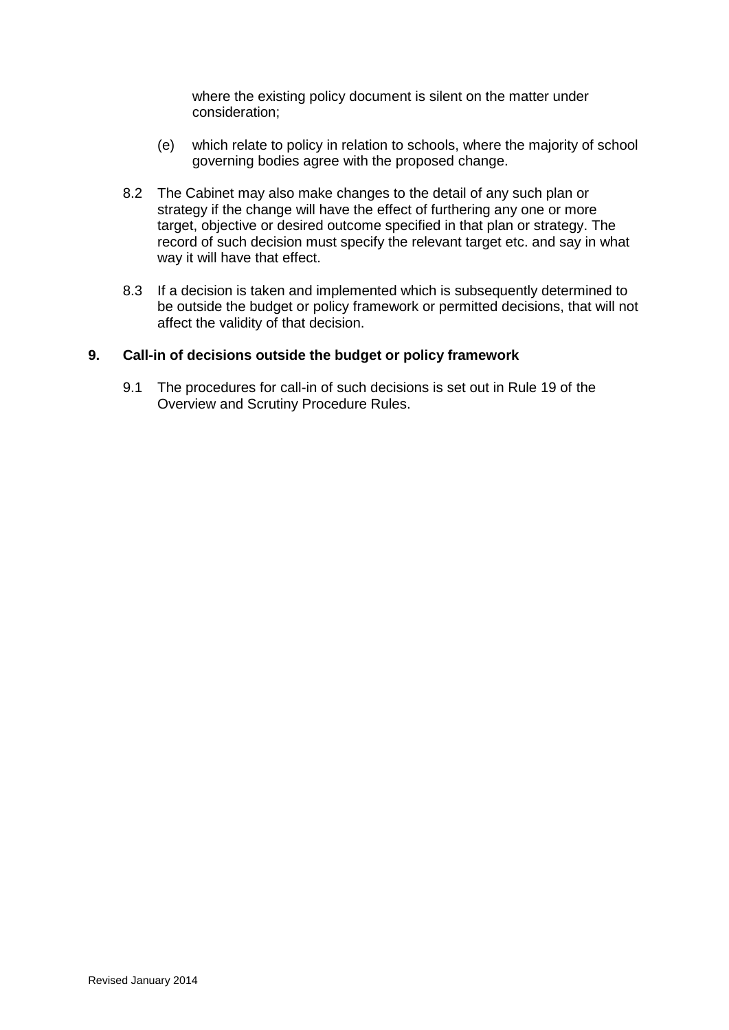where the existing policy document is silent on the matter under consideration;

(e) which relate to policy in relation to schools, where the majority of school governing bodies agree with the proposed change.

8.2 The Cabinet may also make changes to the detail of any such plan or strategy if the change will have the effect of furthering any one or more target, objective or desired outcome specified in that plan or strategy. The record of such decision must specify the relevant target etc. and say in what way it will have that effect.

8.3 If a decision is taken and implemented which is subsequently determined to be outside the budget or policy framework or permitted decisions, that will not affect the validity of that decision.

## 9. Call-in of decisions outside the budget or policy framework

9.1 The procedures for call-in of such decisions is set out in Rule 19 of the Overview and Scrutiny Procedure Rules.

Revised January 2014